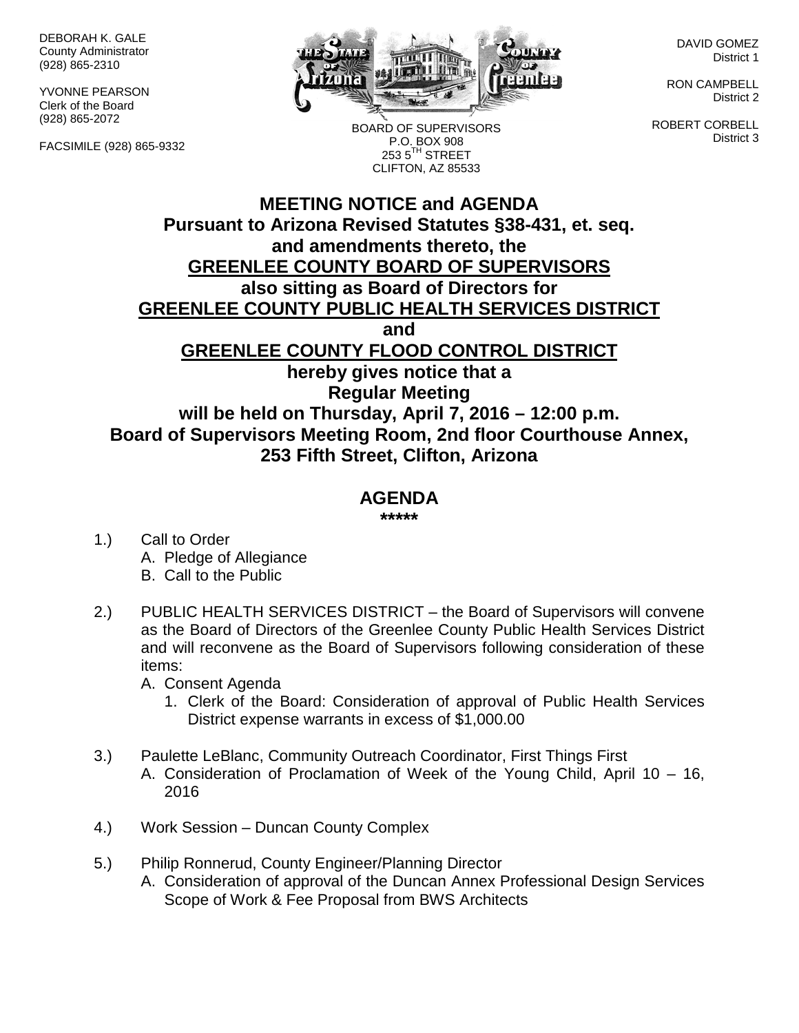DEBORAH K. GALE
County Administrator
(928) 865-2310

YVONNE PEARSON
Clerk of the Board
(928) 865-2072

FACSIMILE (928) 865-9332

BOARD OF SUPERVISORS
P.O. BOX 908
253 5$^{TH}$ STREET
CLIFTON, AZ 85533

DAVID GOMEZ
District 1

RON CAMPBELL
District 2

ROBERT CORBELL
District 3

# MEETING NOTICE and AGENDA

**Pursuant to Arizona Revised Statutes §38-431, et. seq. and amendments thereto, the**
**GREENLEE COUNTY BOARD OF SUPERVISORS**
**also sitting as Board of Directors for**
**GREENLEE COUNTY PUBLIC HEALTH SERVICES DISTRICT**
**and**
**GREENLEE COUNTY FLOOD CONTROL DISTRICT**
**hereby gives notice that a**
**Regular Meeting**
**will be held on Thursday, April 7, 2016 – 12:00 p.m.**
**Board of Supervisors Meeting Room, 2nd floor Courthouse Annex, 253 Fifth Street, Clifton, Arizona**

## AGENDA

\*\*\*\*\*

1.) Call to Order
   A. Pledge of Allegiance
   B. Call to the Public

2.) PUBLIC HEALTH SERVICES DISTRICT – the Board of Supervisors will convene as the Board of Directors of the Greenlee County Public Health Services District and will reconvene as the Board of Supervisors following consideration of these items:
   A. Consent Agenda
      1. Clerk of the Board: Consideration of approval of Public Health Services District expense warrants in excess of $1,000.00

3.) Paulette LeBlanc, Community Outreach Coordinator, First Things First
   A. Consideration of Proclamation of Week of the Young Child, April 10 – 16, 2016

4.) Work Session – Duncan County Complex

5.) Philip Ronnerud, County Engineer/Planning Director
   A. Consideration of approval of the Duncan Annex Professional Design Services Scope of Work & Fee Proposal from BWS Architects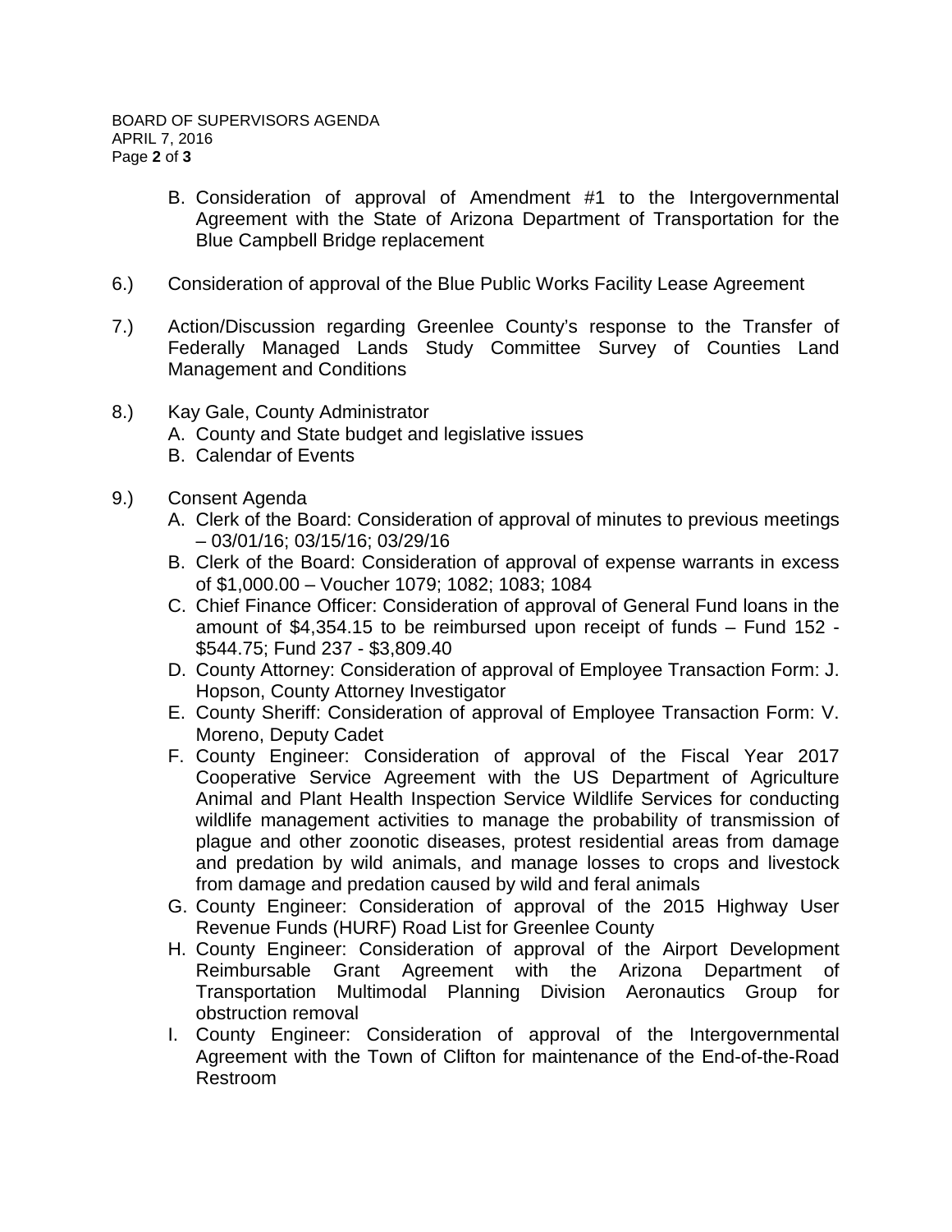B. Consideration of approval of Amendment #1 to the Intergovernmental Agreement with the State of Arizona Department of Transportation for the Blue Campbell Bridge replacement

6.) Consideration of approval of the Blue Public Works Facility Lease Agreement

7.) Action/Discussion regarding Greenlee County's response to the Transfer of Federally Managed Lands Study Committee Survey of Counties Land Management and Conditions

8.) Kay Gale, County Administrator
   A. County and State budget and legislative issues
   B. Calendar of Events

9.) Consent Agenda
   A. Clerk of the Board: Consideration of approval of minutes to previous meetings – 03/01/16; 03/15/16; 03/29/16
   B. Clerk of the Board: Consideration of approval of expense warrants in excess of $1,000.00 – Voucher 1079; 1082; 1083; 1084
   C. Chief Finance Officer: Consideration of approval of General Fund loans in the amount of $4,354.15 to be reimbursed upon receipt of funds – Fund 152 - $544.75; Fund 237 - $3,809.40
   D. County Attorney: Consideration of approval of Employee Transaction Form: J. Hopson, County Attorney Investigator
   E. County Sheriff: Consideration of approval of Employee Transaction Form: V. Moreno, Deputy Cadet
   F. County Engineer: Consideration of approval of the Fiscal Year 2017 Cooperative Service Agreement with the US Department of Agriculture Animal and Plant Health Inspection Service Wildlife Services for conducting wildlife management activities to manage the probability of transmission of plague and other zoonotic diseases, protest residential areas from damage and predation by wild animals, and manage losses to crops and livestock from damage and predation caused by wild and feral animals
   G. County Engineer: Consideration of approval of the 2015 Highway User Revenue Funds (HURF) Road List for Greenlee County
   H. County Engineer: Consideration of approval of the Airport Development Reimbursable Grant Agreement with the Arizona Department of Transportation Multimodal Planning Division Aeronautics Group for obstruction removal
   I. County Engineer: Consideration of approval of the Intergovernmental Agreement with the Town of Clifton for maintenance of the End-of-the-Road Restroom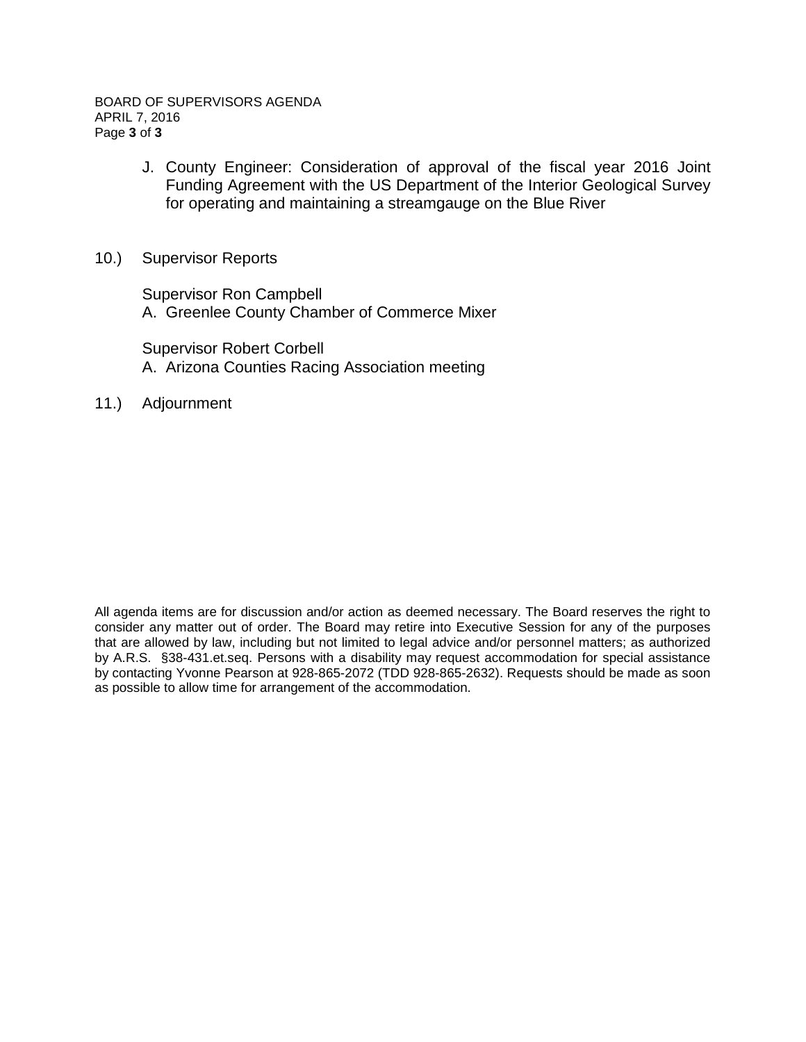J. County Engineer: Consideration of approval of the fiscal year 2016 Joint Funding Agreement with the US Department of the Interior Geological Survey for operating and maintaining a streamgauge on the Blue River

10.) Supervisor Reports

Supervisor Ron Campbell
A. Greenlee County Chamber of Commerce Mixer

Supervisor Robert Corbell
A. Arizona Counties Racing Association meeting

11.) Adjournment

All agenda items are for discussion and/or action as deemed necessary. The Board reserves the right to consider any matter out of order. The Board may retire into Executive Session for any of the purposes that are allowed by law, including but not limited to legal advice and/or personnel matters; as authorized by A.R.S. §38-431.et.seq. Persons with a disability may request accommodation for special assistance by contacting Yvonne Pearson at 928-865-2072 (TDD 928-865-2632). Requests should be made as soon as possible to allow time for arrangement of the accommodation.